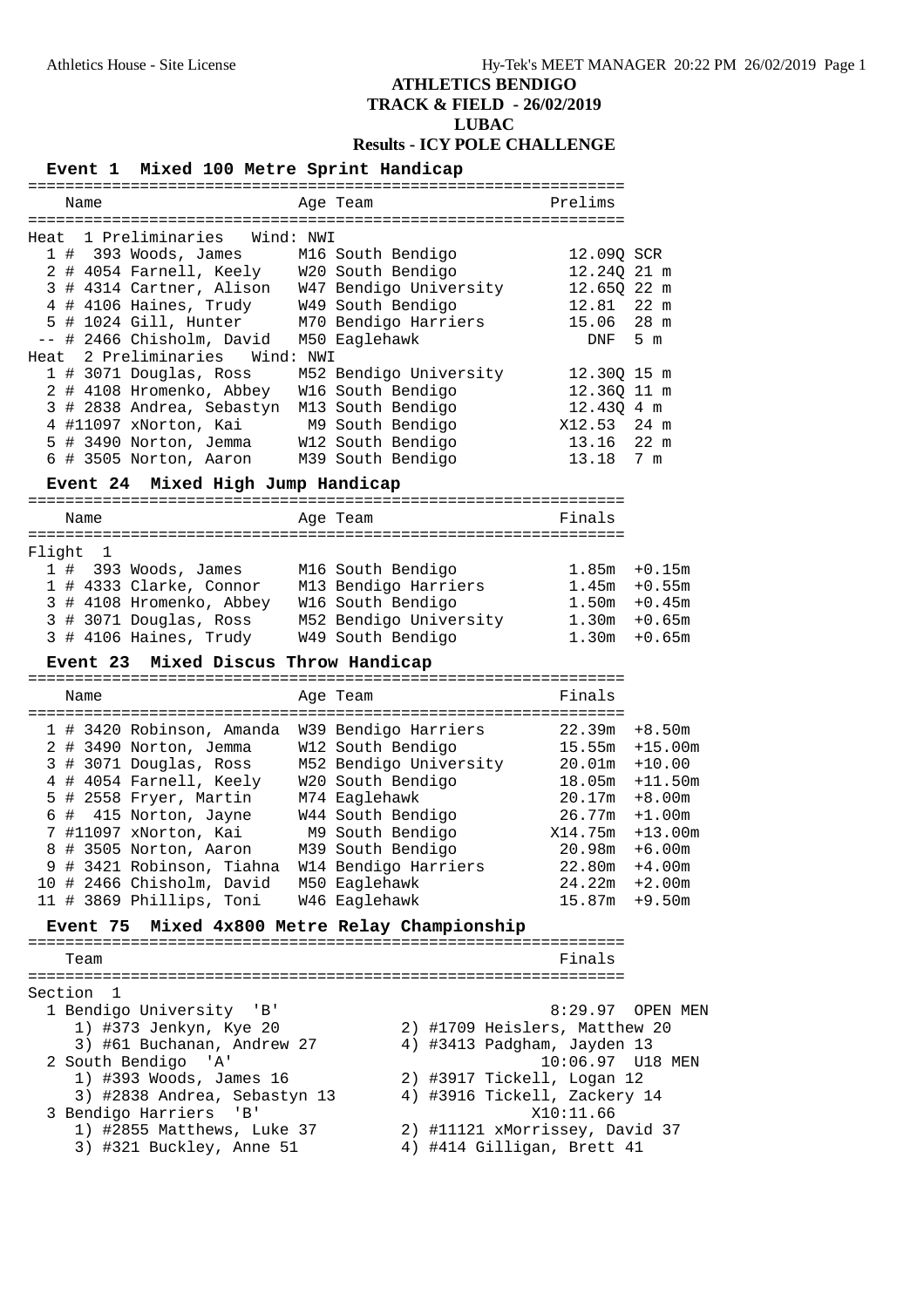# ATHLETICS BENDIGO
## TRACK & FIELD - 26/02/2019
## LUBAC
## Results - ICY POLE CHALLENGE

### Event 1 Mixed 100 Metre Sprint Handicap

**Heat 1 Preliminaries Wind: NWI**

| Place | Name | Age | Team | Prelims | Handicap |
|---|---|---|---|---|---|
| 1 | # 393 Woods, James | M16 | South Bendigo | 12.09Q | SCR |
| 2 | # 4054 Farnell, Keely | W20 | South Bendigo | 12.24Q | 21 m |
| 3 | # 4314 Cartner, Alison | W47 | Bendigo University | 12.65Q | 22 m |
| 4 | # 4106 Haines, Trudy | W49 | South Bendigo | 12.81 | 22 m |
| 5 | # 1024 Gill, Hunter | M70 | Bendigo Harriers | 15.06 | 28 m |
| -- | # 2466 Chisholm, David | M50 | Eaglehawk | DNF | 5 m |

**Heat 2 Preliminaries Wind: NWI**

| Place | Name | Age | Team | Prelims | Handicap |
|---|---|---|---|---|---|
| 1 | # 3071 Douglas, Ross | M52 | Bendigo University | 12.30Q | 15 m |
| 2 | # 4108 Hromenko, Abbey | W16 | South Bendigo | 12.36Q | 11 m |
| 3 | # 2838 Andrea, Sebastyn | M13 | South Bendigo | 12.43Q | 4 m |
| 4 | #11097 xNorton, Kai | M9 | South Bendigo | X12.53 | 24 m |
| 5 | # 3490 Norton, Jemma | W12 | South Bendigo | 13.16 | 22 m |
| 6 | # 3505 Norton, Aaron | M39 | South Bendigo | 13.18 | 7 m |

### Event 24 Mixed High Jump Handicap

**Flight 1**

| Place | Name | Age | Team | Finals | Handicap |
|---|---|---|---|---|---|
| 1 | # 393 Woods, James | M16 | South Bendigo | 1.85m | +0.15m |
| 1 | # 4333 Clarke, Connor | M13 | Bendigo Harriers | 1.45m | +0.55m |
| 3 | # 4108 Hromenko, Abbey | W16 | South Bendigo | 1.50m | +0.45m |
| 3 | # 3071 Douglas, Ross | M52 | Bendigo University | 1.30m | +0.65m |
| 3 | # 4106 Haines, Trudy | W49 | South Bendigo | 1.30m | +0.65m |

### Event 23 Mixed Discus Throw Handicap

| Place | Name | Age | Team | Finals | Handicap |
|---|---|---|---|---|---|
| 1 | # 3420 Robinson, Amanda | W39 | Bendigo Harriers | 22.39m | +8.50m |
| 2 | # 3490 Norton, Jemma | W12 | South Bendigo | 15.55m | +15.00m |
| 3 | # 3071 Douglas, Ross | M52 | Bendigo University | 20.01m | +10.00 |
| 4 | # 4054 Farnell, Keely | W20 | South Bendigo | 18.05m | +11.50m |
| 5 | # 2558 Fryer, Martin | M74 | Eaglehawk | 20.17m | +8.00m |
| 6 | # 415 Norton, Jayne | W44 | South Bendigo | 26.77m | +1.00m |
| 7 | #11097 xNorton, Kai | M9 | South Bendigo | X14.75m | +13.00m |
| 8 | # 3505 Norton, Aaron | M39 | South Bendigo | 20.98m | +6.00m |
| 9 | # 3421 Robinson, Tiahna | W14 | Bendigo Harriers | 22.80m | +4.00m |
| 10 | # 2466 Chisholm, David | M50 | Eaglehawk | 24.22m | +2.00m |
| 11 | # 3869 Phillips, Toni | W46 | Eaglehawk | 15.87m | +9.50m |

### Event 75 Mixed 4x800 Metre Relay Championship

**Section 1**

| Place | Team | Finals | Category |
|---|---|---|---|
| 1 | Bendigo University 'B' | 8:29.97 | OPEN MEN |
| | 1) #373 Jenkyn, Kye 20; 2) #1709 Heislers, Matthew 20; 3) #61 Buchanan, Andrew 27; 4) #3413 Padgham, Jayden 13 | | |
| 2 | South Bendigo 'A' | 10:06.97 | U18 MEN |
| | 1) #393 Woods, James 16; 2) #3917 Tickell, Logan 12; 3) #2838 Andrea, Sebastyn 13; 4) #3916 Tickell, Zackery 14 | | |
| 3 | Bendigo Harriers 'B' | X10:11.66 | |
| | 1) #2855 Matthews, Luke 37; 2) #11121 xMorrissey, David 37; 3) #321 Buckley, Anne 51; 4) #414 Gilligan, Brett 41 | | |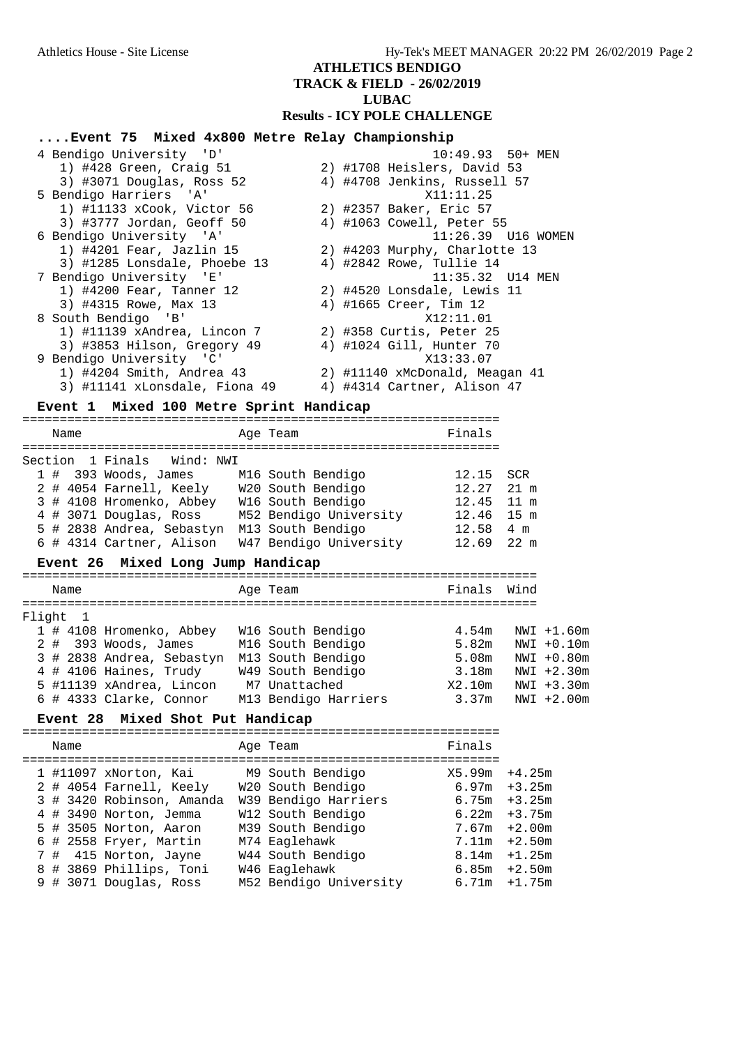## ATHLETICS BENDIGO
## TRACK & FIELD - 26/02/2019
## LUBAC
## Results - ICY POLE CHALLENGE

### ....Event 75 Mixed 4x800 Metre Relay Championship

| Place | Team | Time | Note |
|---|---|---|---|
| 4 | Bendigo University 'D' | 10:49.93 | 50+ MEN |
| | 1) #428 Green, Craig 51; 2) #1708 Heislers, David 53; 3) #3071 Douglas, Ross 52; 4) #4708 Jenkins, Russell 57 | | |
| 5 | Bendigo Harriers 'A' | X11:11.25 | |
| | 1) #11133 xCook, Victor 56; 2) #2357 Baker, Eric 57; 3) #3777 Jordan, Geoff 50; 4) #1063 Cowell, Peter 55 | | |
| 6 | Bendigo University 'A' | 11:26.39 | U16 WOMEN |
| | 1) #4201 Fear, Jazlin 15; 2) #4203 Murphy, Charlotte 13; 3) #1285 Lonsdale, Phoebe 13; 4) #2842 Rowe, Tullie 14 | | |
| 7 | Bendigo University 'E' | 11:35.32 | U14 MEN |
| | 1) #4200 Fear, Tanner 12; 2) #4520 Lonsdale, Lewis 11; 3) #4315 Rowe, Max 13; 4) #1665 Creer, Tim 12 | | |
| 8 | South Bendigo 'B' | X12:11.01 | |
| | 1) #11139 xAndrea, Lincon 7; 2) #358 Curtis, Peter 25; 3) #3853 Hilson, Gregory 49; 4) #1024 Gill, Hunter 70 | | |
| 9 | Bendigo University 'C' | X13:33.07 | |
| | 1) #4204 Smith, Andrea 43; 2) #11140 xMcDonald, Meagan 41; 3) #11141 xLonsdale, Fiona 49; 4) #4314 Cartner, Alison 47 | | |

### Event 1 Mixed 100 Metre Sprint Handicap

Section 1 Finals Wind: NWI

| Place | # | Name | Age | Team | Finals | Handicap |
|---|---|---|---|---|---|---|
| 1 | # 393 | Woods, James | M16 | South Bendigo | 12.15 | SCR |
| 2 | # 4054 | Farnell, Keely | W20 | South Bendigo | 12.27 | 21 m |
| 3 | # 4108 | Hromenko, Abbey | W16 | South Bendigo | 12.45 | 11 m |
| 4 | # 3071 | Douglas, Ross | M52 | Bendigo University | 12.46 | 15 m |
| 5 | # 2838 | Andrea, Sebastyn | M13 | South Bendigo | 12.58 | 4 m |
| 6 | # 4314 | Cartner, Alison | W47 | Bendigo University | 12.69 | 22 m |

### Event 26 Mixed Long Jump Handicap

Flight 1

| Place | # | Name | Age | Team | Finals | Wind |
|---|---|---|---|---|---|---|
| 1 | # 4108 | Hromenko, Abbey | W16 | South Bendigo | 4.54m | NWI +1.60m |
| 2 | # 393 | Woods, James | M16 | South Bendigo | 5.82m | NWI +0.10m |
| 3 | # 2838 | Andrea, Sebastyn | M13 | South Bendigo | 5.08m | NWI +0.80m |
| 4 | # 4106 | Haines, Trudy | W49 | South Bendigo | 3.18m | NWI +2.30m |
| 5 | #11139 | xAndrea, Lincon | M7 | Unattached | X2.10m | NWI +3.30m |
| 6 | # 4333 | Clarke, Connor | M13 | Bendigo Harriers | 3.37m | NWI +2.00m |

### Event 28 Mixed Shot Put Handicap

| Place | # | Name | Age | Team | Finals | Handicap |
|---|---|---|---|---|---|---|
| 1 | #11097 | xNorton, Kai | M9 | South Bendigo | X5.99m | +4.25m |
| 2 | # 4054 | Farnell, Keely | W20 | South Bendigo | 6.97m | +3.25m |
| 3 | # 3420 | Robinson, Amanda | W39 | Bendigo Harriers | 6.75m | +3.25m |
| 4 | # 3490 | Norton, Jemma | W12 | South Bendigo | 6.22m | +3.75m |
| 5 | # 3505 | Norton, Aaron | M39 | South Bendigo | 7.67m | +2.00m |
| 6 | # 2558 | Fryer, Martin | M74 | Eaglehawk | 7.11m | +2.50m |
| 7 | # 415 | Norton, Jayne | W44 | South Bendigo | 8.14m | +1.25m |
| 8 | # 3869 | Phillips, Toni | W46 | Eaglehawk | 6.85m | +2.50m |
| 9 | # 3071 | Douglas, Ross | M52 | Bendigo University | 6.71m | +1.75m |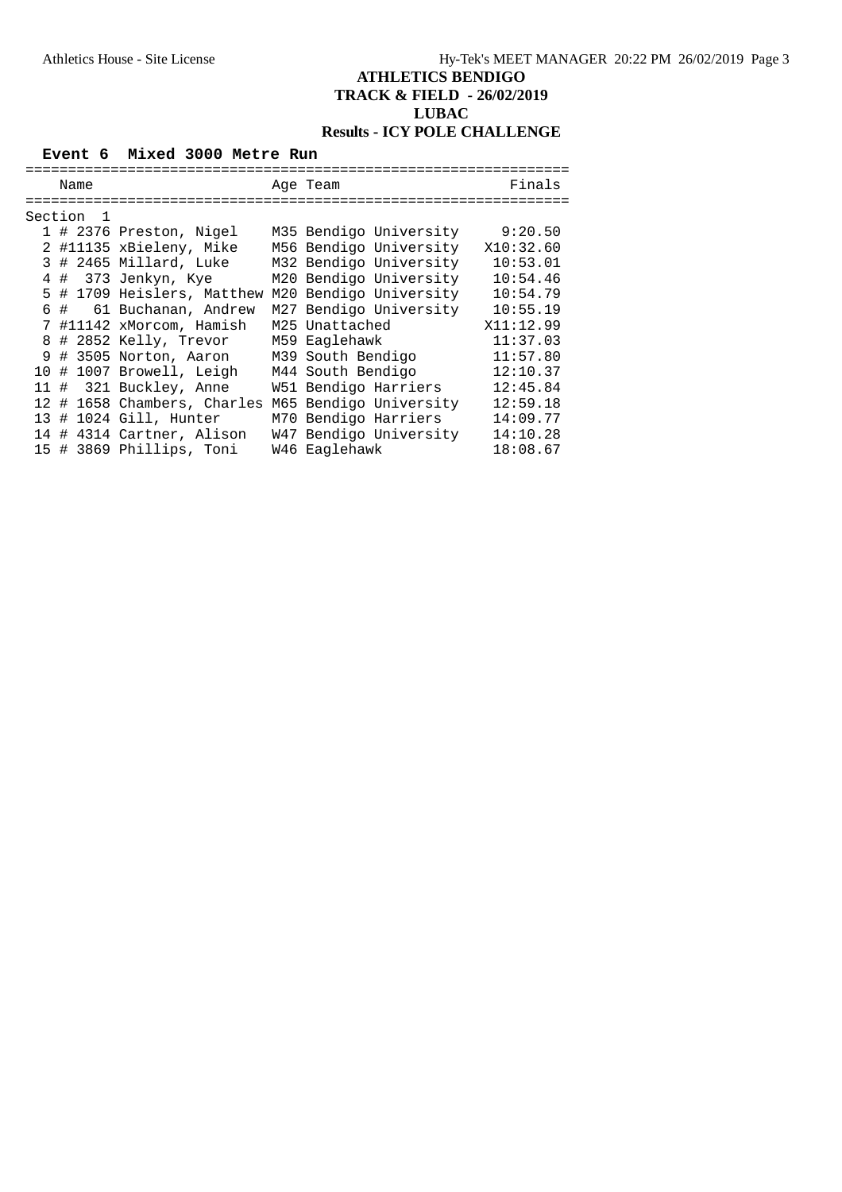# ATHLETICS BENDIGO

## TRACK & FIELD - 26/02/2019

## LUBAC

## Results - ICY POLE CHALLENGE

**Event 6 Mixed 3000 Metre Run**

| | Name | Age | Team | Finals |
|---|---|---|---|---|
| **Section 1** | | | | |
| 1 | # 2376 Preston, Nigel | M35 | Bendigo University | 9:20.50 |
| 2 | #11135 xBieleny, Mike | M56 | Bendigo University | X10:32.60 |
| 3 | # 2465 Millard, Luke | M32 | Bendigo University | 10:53.01 |
| 4 | # 373 Jenkyn, Kye | M20 | Bendigo University | 10:54.46 |
| 5 | # 1709 Heislers, Matthew | M20 | Bendigo University | 10:54.79 |
| 6 | # 61 Buchanan, Andrew | M27 | Bendigo University | 10:55.19 |
| 7 | #11142 xMorcom, Hamish | M25 | Unattached | X11:12.99 |
| 8 | # 2852 Kelly, Trevor | M59 | Eaglehawk | 11:37.03 |
| 9 | # 3505 Norton, Aaron | M39 | South Bendigo | 11:57.80 |
| 10 | # 1007 Browell, Leigh | M44 | South Bendigo | 12:10.37 |
| 11 | # 321 Buckley, Anne | W51 | Bendigo Harriers | 12:45.84 |
| 12 | # 1658 Chambers, Charles | M65 | Bendigo University | 12:59.18 |
| 13 | # 1024 Gill, Hunter | M70 | Bendigo Harriers | 14:09.77 |
| 14 | # 4314 Cartner, Alison | W47 | Bendigo University | 14:10.28 |
| 15 | # 3869 Phillips, Toni | W46 | Eaglehawk | 18:08.67 |